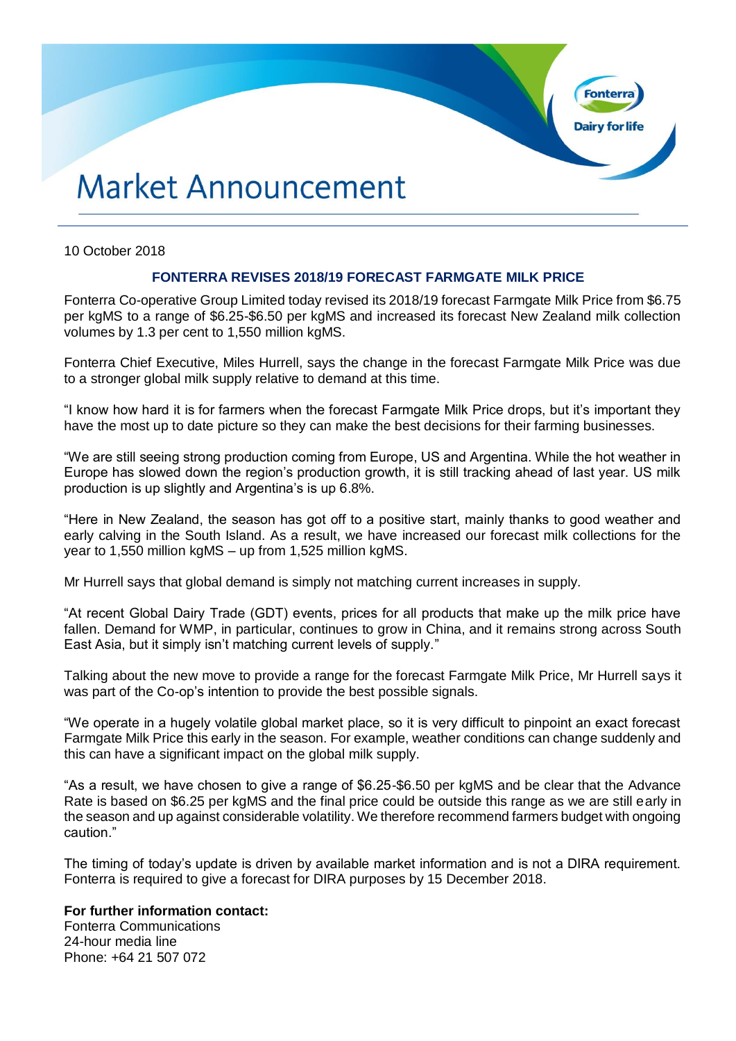# Market Announcement

10 October 2018

## FONTERRA REVISES 2018/19 FORECAST FARMGATE MILK PRICE

Fonterra Co-operative Group Limited today revised its 2018/19 forecast Farmgate Milk Price from $6.75 per kgMS to a range of $6.25-$6.50 per kgMS and increased its forecast New Zealand milk collection volumes by 1.3 per cent to 1,550 million kgMS.

Fonterra Chief Executive, Miles Hurrell, says the change in the forecast Farmgate Milk Price was due to a stronger global milk supply relative to demand at this time.

"I know how hard it is for farmers when the forecast Farmgate Milk Price drops, but it's important they have the most up to date picture so they can make the best decisions for their farming businesses.

"We are still seeing strong production coming from Europe, US and Argentina. While the hot weather in Europe has slowed down the region's production growth, it is still tracking ahead of last year. US milk production is up slightly and Argentina's is up 6.8%.

"Here in New Zealand, the season has got off to a positive start, mainly thanks to good weather and early calving in the South Island. As a result, we have increased our forecast milk collections for the year to 1,550 million kgMS – up from 1,525 million kgMS.

Mr Hurrell says that global demand is simply not matching current increases in supply.

"At recent Global Dairy Trade (GDT) events, prices for all products that make up the milk price have fallen. Demand for WMP, in particular, continues to grow in China, and it remains strong across South East Asia, but it simply isn't matching current levels of supply."

Talking about the new move to provide a range for the forecast Farmgate Milk Price, Mr Hurrell says it was part of the Co-op's intention to provide the best possible signals.

"We operate in a hugely volatile global market place, so it is very difficult to pinpoint an exact forecast Farmgate Milk Price this early in the season. For example, weather conditions can change suddenly and this can have a significant impact on the global milk supply.

"As a result, we have chosen to give a range of $6.25-$6.50 per kgMS and be clear that the Advance Rate is based on $6.25 per kgMS and the final price could be outside this range as we are still early in the season and up against considerable volatility. We therefore recommend farmers budget with ongoing caution."

The timing of today's update is driven by available market information and is not a DIRA requirement. Fonterra is required to give a forecast for DIRA purposes by 15 December 2018.

**For further information contact:**
Fonterra Communications
24-hour media line
Phone: +64 21 507 072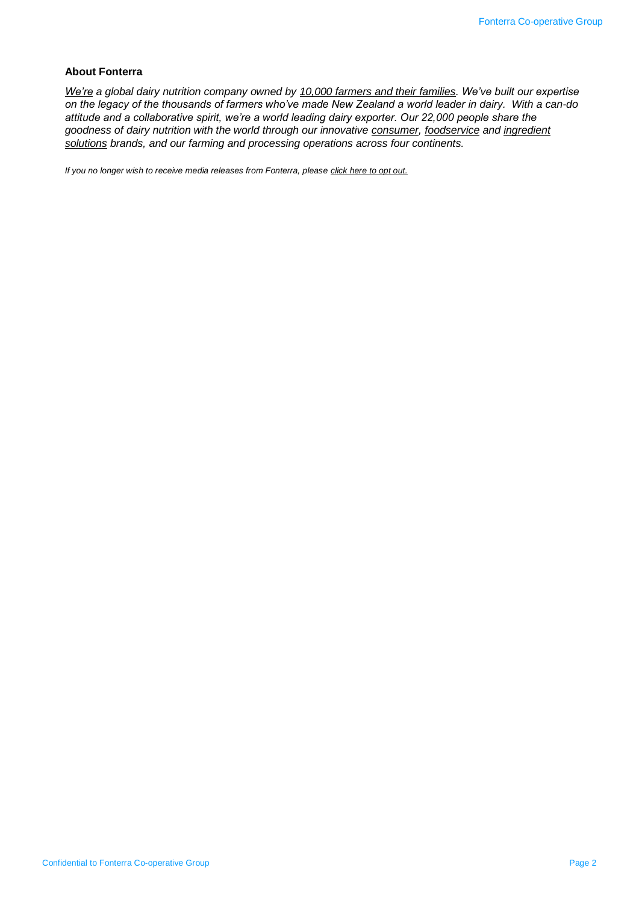**About Fonterra**

*We're a global dairy nutrition company owned by 10,000 farmers and their families. We've built our expertise on the legacy of the thousands of farmers who've made New Zealand a world leader in dairy. With a can-do attitude and a collaborative spirit, we're a world leading dairy exporter. Our 22,000 people share the goodness of dairy nutrition with the world through our innovative consumer, foodservice and ingredient solutions brands, and our farming and processing operations across four continents.*

*If you no longer wish to receive media releases from Fonterra, please click here to opt out.*